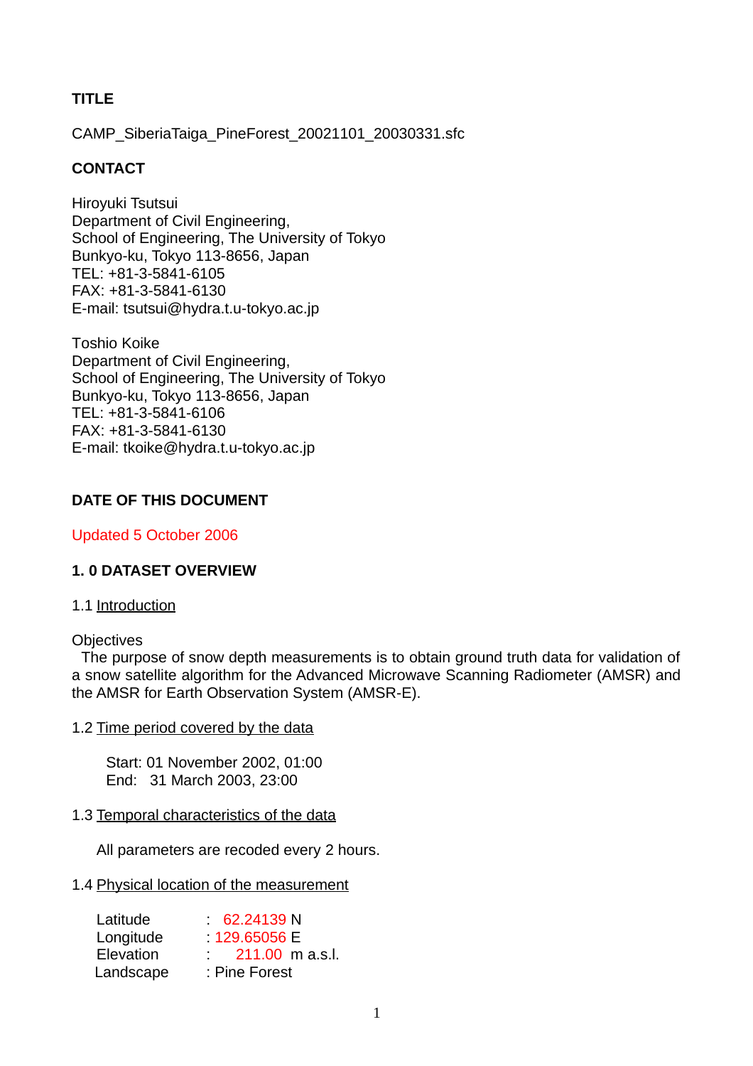**TITLE**

CAMP_SiberiaTaiga_PineForest_20021101_20030331.sfc

**CONTACT**

Hiroyuki Tsutsui
Department of Civil Engineering,
School of Engineering, The University of Tokyo
Bunkyo-ku, Tokyo 113-8656, Japan
TEL: +81-3-5841-6105
FAX: +81-3-5841-6130
E-mail: tsutsui@hydra.t.u-tokyo.ac.jp

Toshio Koike
Department of Civil Engineering,
School of Engineering, The University of Tokyo
Bunkyo-ku, Tokyo 113-8656, Japan
TEL: +81-3-5841-6106
FAX: +81-3-5841-6130
E-mail: tkoike@hydra.t.u-tokyo.ac.jp

**DATE OF THIS DOCUMENT**

Updated 5 October 2006

**1. 0 DATASET OVERVIEW**

1.1 Introduction

Objectives
The purpose of snow depth measurements is to obtain ground truth data for validation of a snow satellite algorithm for the Advanced Microwave Scanning Radiometer (AMSR) and the AMSR for Earth Observation System (AMSR-E).

1.2 Time period covered by the data

Start: 01 November 2002, 01:00
End: 31 March 2003, 23:00

1.3 Temporal characteristics of the data

All parameters are recoded every 2 hours.

1.4 Physical location of the measurement

| | |
|---|---|
| Latitude | : 62.24139 N |
| Longitude | : 129.65056 E |
| Elevation | : 211.00 m a.s.l. |
| Landscape | : Pine Forest |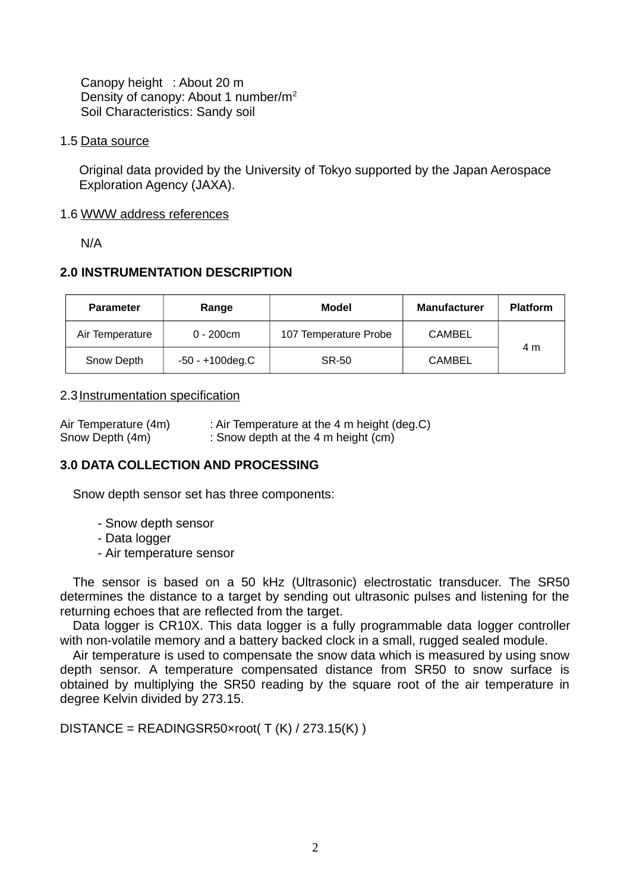Canopy height : About 20 m
Density of canopy: About 1 number/$m^2$
Soil Characteristics: Sandy soil

1.5 Data source

Original data provided by the University of Tokyo supported by the Japan Aerospace Exploration Agency (JAXA).

1.6 WWW address references

N/A

## 2.0 INSTRUMENTATION DESCRIPTION

| Parameter | Range | Model | Manufacturer | Platform |
|---|---|---|---|---|
| Air Temperature | 0 - 200cm | 107 Temperature Probe | CAMBEL | 4 m |
| Snow Depth | -50 - +100deg.C | SR-50 | CAMBEL | |

2.3 Instrumentation specification

Air Temperature (4m) : Air Temperature at the 4 m height (deg.C)
Snow Depth (4m) : Snow depth at the 4 m height (cm)

## 3.0 DATA COLLECTION AND PROCESSING

Snow depth sensor set has three components:

- Snow depth sensor
- Data logger
- Air temperature sensor

The sensor is based on a 50 kHz (Ultrasonic) electrostatic transducer. The SR50 determines the distance to a target by sending out ultrasonic pulses and listening for the returning echoes that are reflected from the target.

Data logger is CR10X. This data logger is a fully programmable data logger controller with non-volatile memory and a battery backed clock in a small, rugged sealed module.

Air temperature is used to compensate the snow data which is measured by using snow depth sensor. A temperature compensated distance from SR50 to snow surface is obtained by multiplying the SR50 reading by the square root of the air temperature in degree Kelvin divided by 273.15.

DISTANCE = READINGSR50×root( T (K) / 273.15(K) )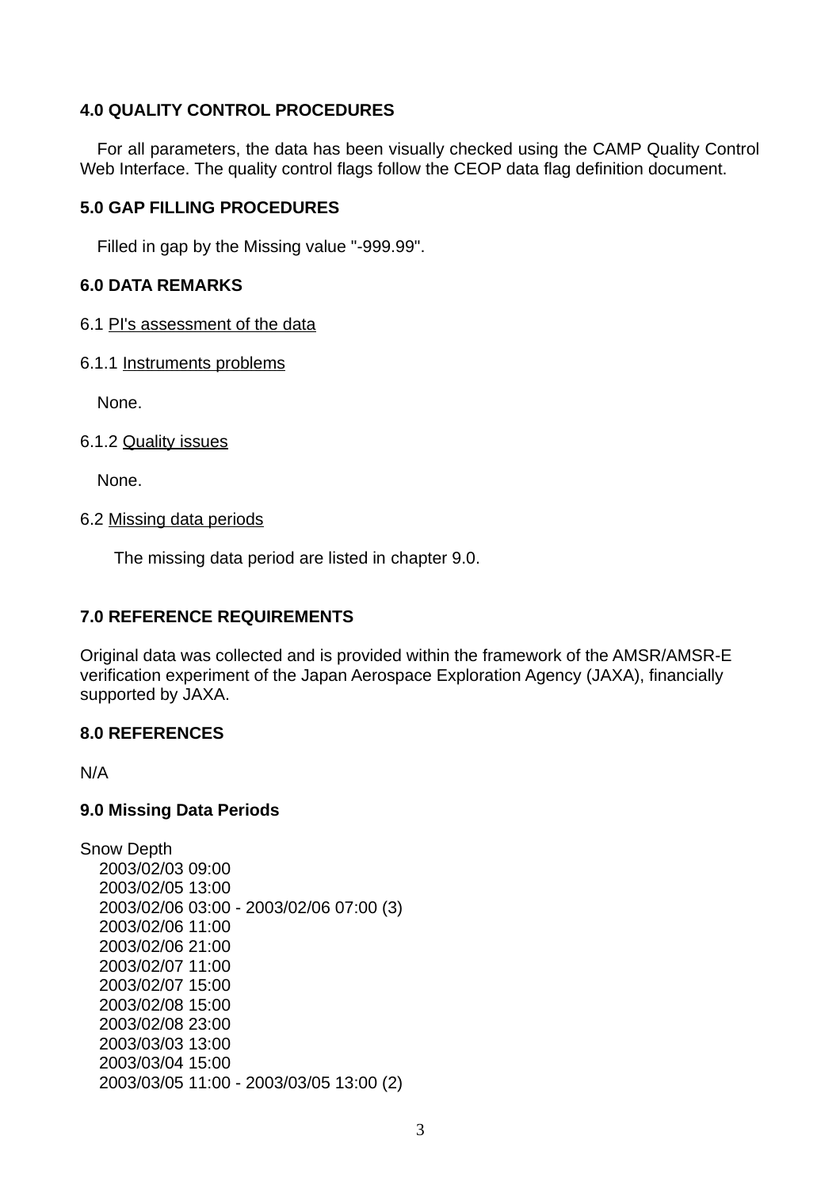## 4.0 QUALITY CONTROL PROCEDURES

For all parameters, the data has been visually checked using the CAMP Quality Control Web Interface. The quality control flags follow the CEOP data flag definition document.

## 5.0 GAP FILLING PROCEDURES

Filled in gap by the Missing value "-999.99".

## 6.0 DATA REMARKS

6.1 PI's assessment of the data

6.1.1 Instruments problems

None.

6.1.2 Quality issues

None.

6.2 Missing data periods

The missing data period are listed in chapter 9.0.

## 7.0 REFERENCE REQUIREMENTS

Original data was collected and is provided within the framework of the AMSR/AMSR-E verification experiment of the Japan Aerospace Exploration Agency (JAXA), financially supported by JAXA.

## 8.0 REFERENCES

N/A

## 9.0 Missing Data Periods

Snow Depth

2003/02/03 09:00
2003/02/05 13:00
2003/02/06 03:00 - 2003/02/06 07:00 (3)
2003/02/06 11:00
2003/02/06 21:00
2003/02/07 11:00
2003/02/07 15:00
2003/02/08 15:00
2003/02/08 23:00
2003/03/03 13:00
2003/03/04 15:00
2003/03/05 11:00 - 2003/03/05 13:00 (2)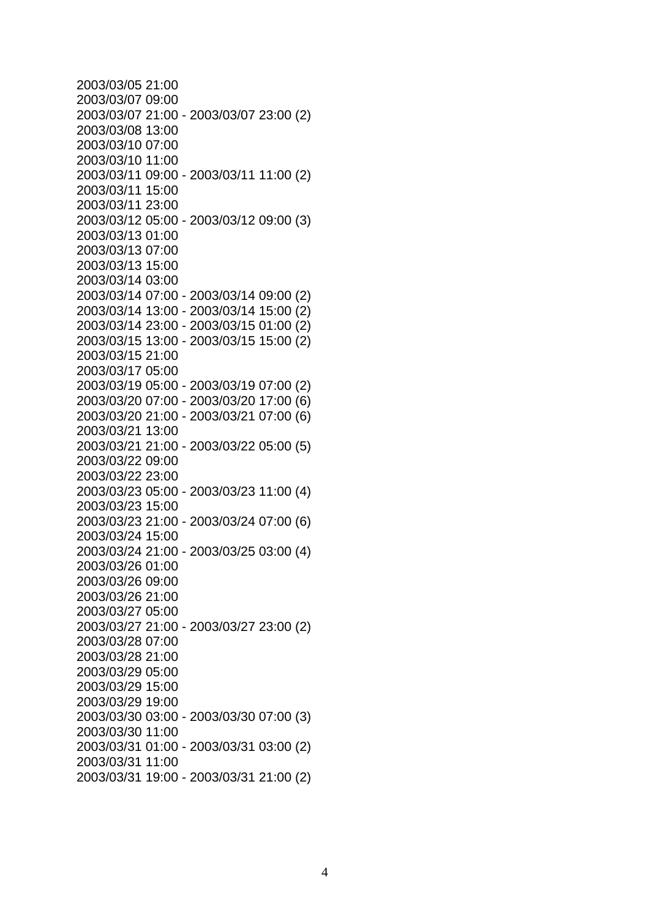2003/03/05 21:00
2003/03/07 09:00
2003/03/07 21:00 - 2003/03/07 23:00 (2)
2003/03/08 13:00
2003/03/10 07:00
2003/03/10 11:00
2003/03/11 09:00 - 2003/03/11 11:00 (2)
2003/03/11 15:00
2003/03/11 23:00
2003/03/12 05:00 - 2003/03/12 09:00 (3)
2003/03/13 01:00
2003/03/13 07:00
2003/03/13 15:00
2003/03/14 03:00
2003/03/14 07:00 - 2003/03/14 09:00 (2)
2003/03/14 13:00 - 2003/03/14 15:00 (2)
2003/03/14 23:00 - 2003/03/15 01:00 (2)
2003/03/15 13:00 - 2003/03/15 15:00 (2)
2003/03/15 21:00
2003/03/17 05:00
2003/03/19 05:00 - 2003/03/19 07:00 (2)
2003/03/20 07:00 - 2003/03/20 17:00 (6)
2003/03/20 21:00 - 2003/03/21 07:00 (6)
2003/03/21 13:00
2003/03/21 21:00 - 2003/03/22 05:00 (5)
2003/03/22 09:00
2003/03/22 23:00
2003/03/23 05:00 - 2003/03/23 11:00 (4)
2003/03/23 15:00
2003/03/23 21:00 - 2003/03/24 07:00 (6)
2003/03/24 15:00
2003/03/24 21:00 - 2003/03/25 03:00 (4)
2003/03/26 01:00
2003/03/26 09:00
2003/03/26 21:00
2003/03/27 05:00
2003/03/27 21:00 - 2003/03/27 23:00 (2)
2003/03/28 07:00
2003/03/28 21:00
2003/03/29 05:00
2003/03/29 15:00
2003/03/29 19:00
2003/03/30 03:00 - 2003/03/30 07:00 (3)
2003/03/30 11:00
2003/03/31 01:00 - 2003/03/31 03:00 (2)
2003/03/31 11:00
2003/03/31 19:00 - 2003/03/31 21:00 (2)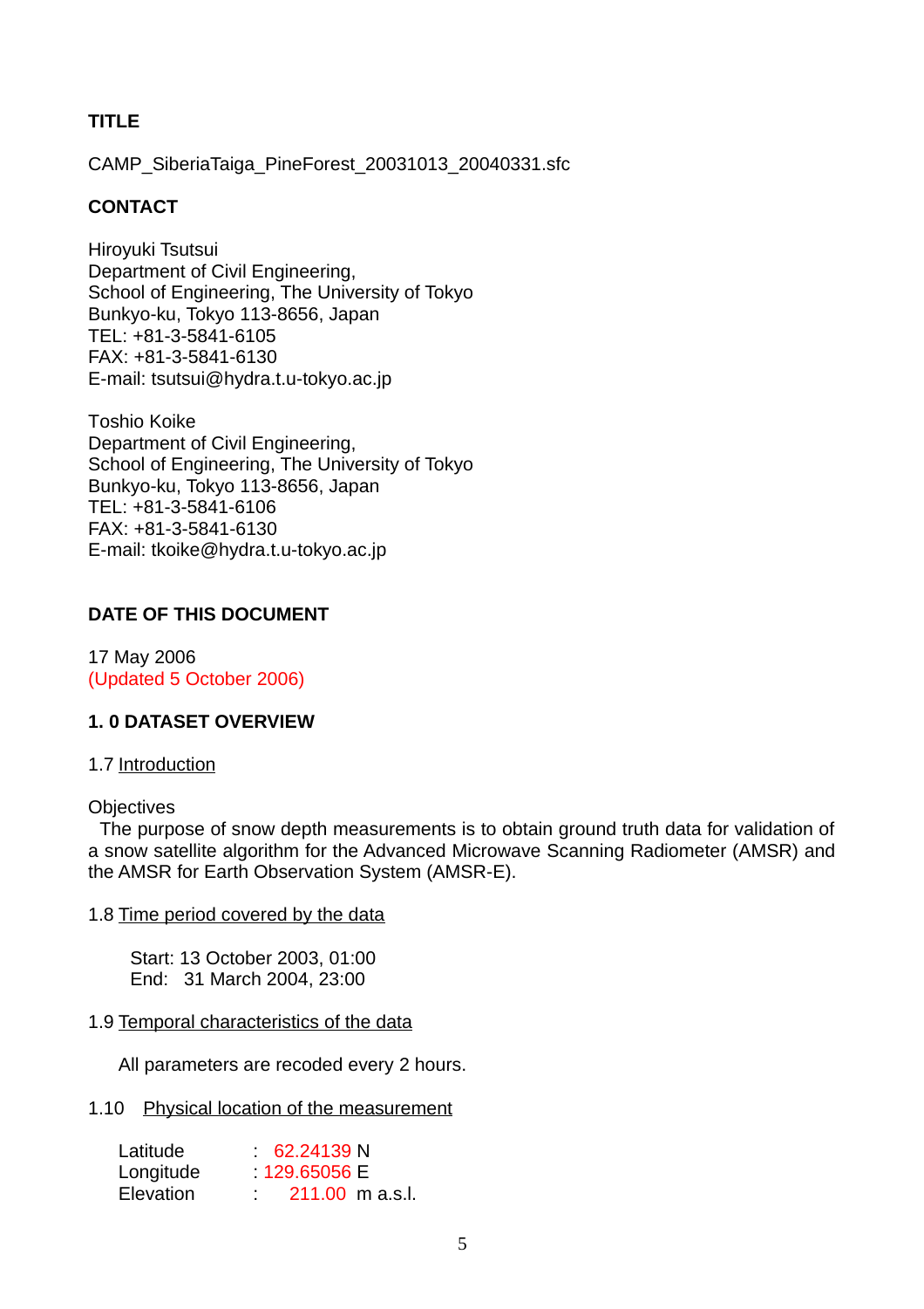## TITLE

CAMP_SiberiaTaiga_PineForest_20031013_20040331.sfc

## CONTACT

Hiroyuki Tsutsui
Department of Civil Engineering,
School of Engineering, The University of Tokyo
Bunkyo-ku, Tokyo 113-8656, Japan
TEL: +81-3-5841-6105
FAX: +81-3-5841-6130
E-mail: tsutsui@hydra.t.u-tokyo.ac.jp

Toshio Koike
Department of Civil Engineering,
School of Engineering, The University of Tokyo
Bunkyo-ku, Tokyo 113-8656, Japan
TEL: +81-3-5841-6106
FAX: +81-3-5841-6130
E-mail: tkoike@hydra.t.u-tokyo.ac.jp

## DATE OF THIS DOCUMENT

17 May 2006
(Updated 5 October 2006)

## 1. 0 DATASET OVERVIEW

### 1.7 Introduction

Objectives

The purpose of snow depth measurements is to obtain ground truth data for validation of a snow satellite algorithm for the Advanced Microwave Scanning Radiometer (AMSR) and the AMSR for Earth Observation System (AMSR-E).

### 1.8 Time period covered by the data

Start: 13 October 2003, 01:00
End: 31 March 2004, 23:00

### 1.9 Temporal characteristics of the data

All parameters are recoded every 2 hours.

### 1.10 Physical location of the measurement

Latitude : 62.24139 N
Longitude : 129.65056 E
Elevation : 211.00 m a.s.l.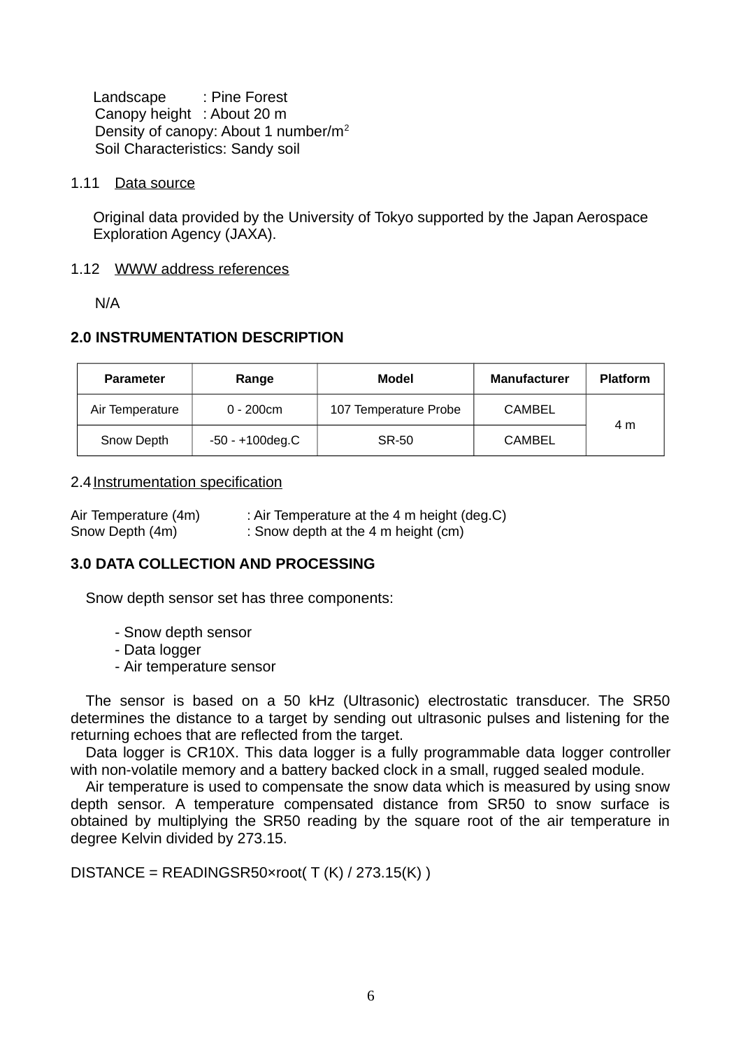Landscape : Pine Forest
Canopy height : About 20 m
Density of canopy: About 1 number/$m^2$
Soil Characteristics: Sandy soil

1.11 Data source

Original data provided by the University of Tokyo supported by the Japan Aerospace Exploration Agency (JAXA).

1.12 WWW address references

N/A

## 2.0 INSTRUMENTATION DESCRIPTION

| Parameter | Range | Model | Manufacturer | Platform |
|---|---|---|---|---|
| Air Temperature | 0 - 200cm | 107 Temperature Probe | CAMBEL | 4 m |
| Snow Depth | -50 - +100deg.C | SR-50 | CAMBEL | |

2.4 Instrumentation specification

Air Temperature (4m) : Air Temperature at the 4 m height (deg.C)
Snow Depth (4m) : Snow depth at the 4 m height (cm)

## 3.0 DATA COLLECTION AND PROCESSING

Snow depth sensor set has three components:

- Snow depth sensor
- Data logger
- Air temperature sensor

The sensor is based on a 50 kHz (Ultrasonic) electrostatic transducer. The SR50 determines the distance to a target by sending out ultrasonic pulses and listening for the returning echoes that are reflected from the target.

Data logger is CR10X. This data logger is a fully programmable data logger controller with non-volatile memory and a battery backed clock in a small, rugged sealed module.

Air temperature is used to compensate the snow data which is measured by using snow depth sensor. A temperature compensated distance from SR50 to snow surface is obtained by multiplying the SR50 reading by the square root of the air temperature in degree Kelvin divided by 273.15.

$$DISTANCE = READING_{SR50} \times \sqrt{T(K) / 273.15(K)}$$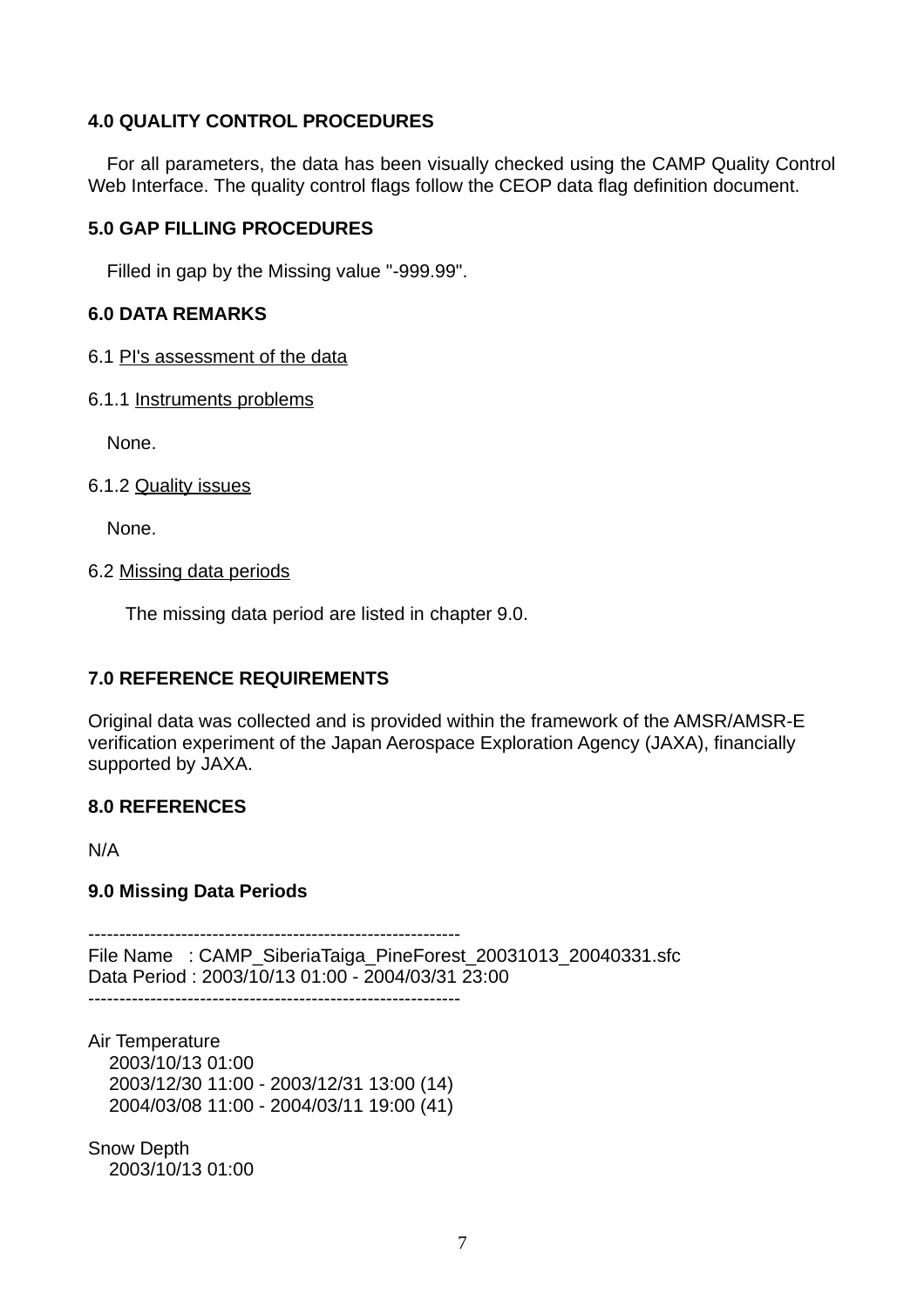### 4.0 QUALITY CONTROL PROCEDURES

For all parameters, the data has been visually checked using the CAMP Quality Control Web Interface. The quality control flags follow the CEOP data flag definition document.

### 5.0 GAP FILLING PROCEDURES

Filled in gap by the Missing value "-999.99".

### 6.0 DATA REMARKS

6.1 PI's assessment of the data

6.1.1 Instruments problems

None.

6.1.2 Quality issues

None.

6.2 Missing data periods

The missing data period are listed in chapter 9.0.

### 7.0 REFERENCE REQUIREMENTS

Original data was collected and is provided within the framework of the AMSR/AMSR-E verification experiment of the Japan Aerospace Exploration Agency (JAXA), financially supported by JAXA.

### 8.0 REFERENCES

N/A

### 9.0 Missing Data Periods

```
------------------------------------------------------------
File Name   : CAMP_SiberiaTaiga_PineForest_20031013_20040331.sfc
Data Period : 2003/10/13 01:00 - 2004/03/31 23:00
------------------------------------------------------------

Air Temperature
    2003/10/13 01:00
    2003/12/30 11:00 - 2003/12/31 13:00 (14)
    2004/03/08 11:00 - 2004/03/11 19:00 (41)

Snow Depth
    2003/10/13 01:00
```